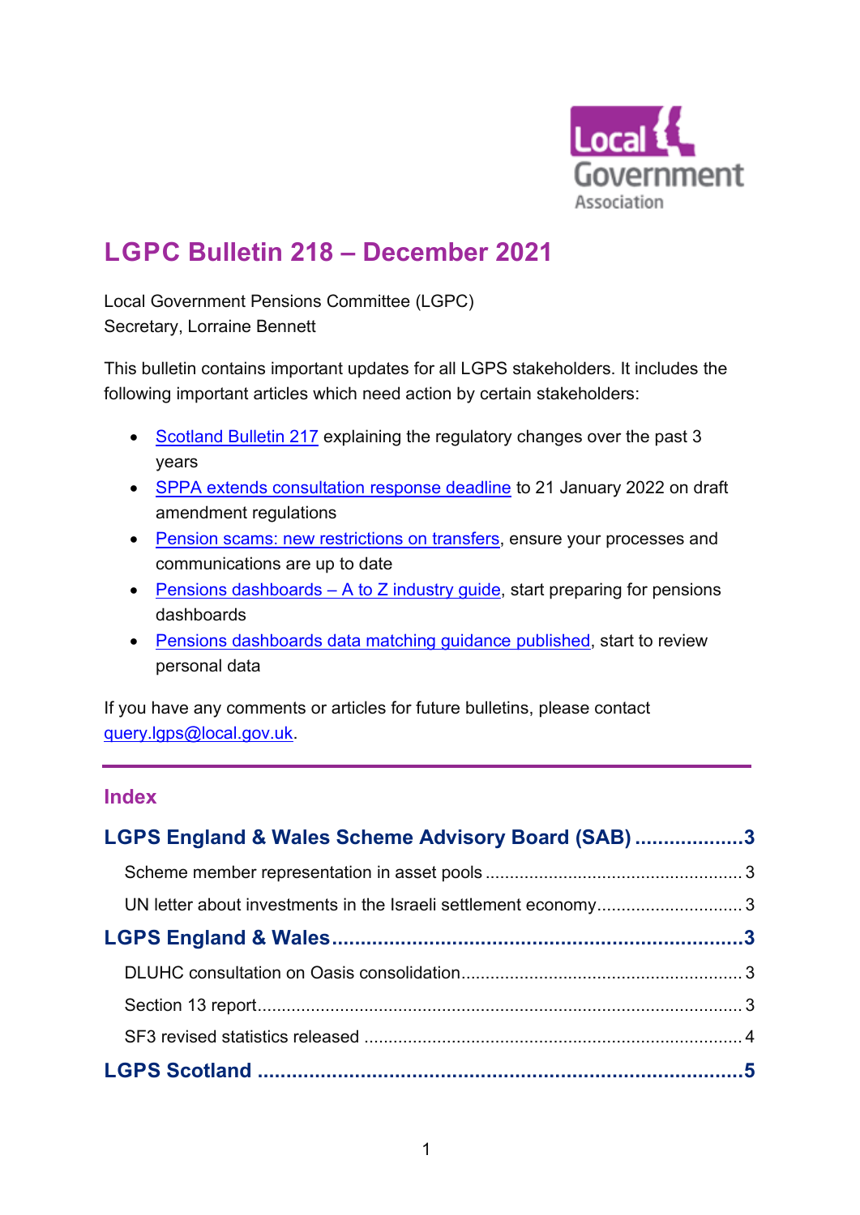# LGPC Bulletin 218 – December 2021

Local Government Pensions Committee (LGPC)
Secretary, Lorraine Bennett

This bulletin contains important updates for all LGPS stakeholders. It includes the following important articles which need action by certain stakeholders:

- Scotland Bulletin 217 explaining the regulatory changes over the past 3 years
- SPPA extends consultation response deadline to 21 January 2022 on draft amendment regulations
- Pension scams: new restrictions on transfers, ensure your processes and communications are up to date
- Pensions dashboards – A to Z industry guide, start preparing for pensions dashboards
- Pensions dashboards data matching guidance published, start to review personal data

If you have any comments or articles for future bulletins, please contact query.lgps@local.gov.uk.

---

## Index

**LGPS England & Wales Scheme Advisory Board (SAB) .................. 3**

Scheme member representation in asset pools .................. 3

UN letter about investments in the Israeli settlement economy .................. 3

**LGPS England & Wales .................. 3**

DLUHC consultation on Oasis consolidation .................. 3

Section 13 report .................. 3

SF3 revised statistics released .................. 4

**LGPS Scotland .................. 5**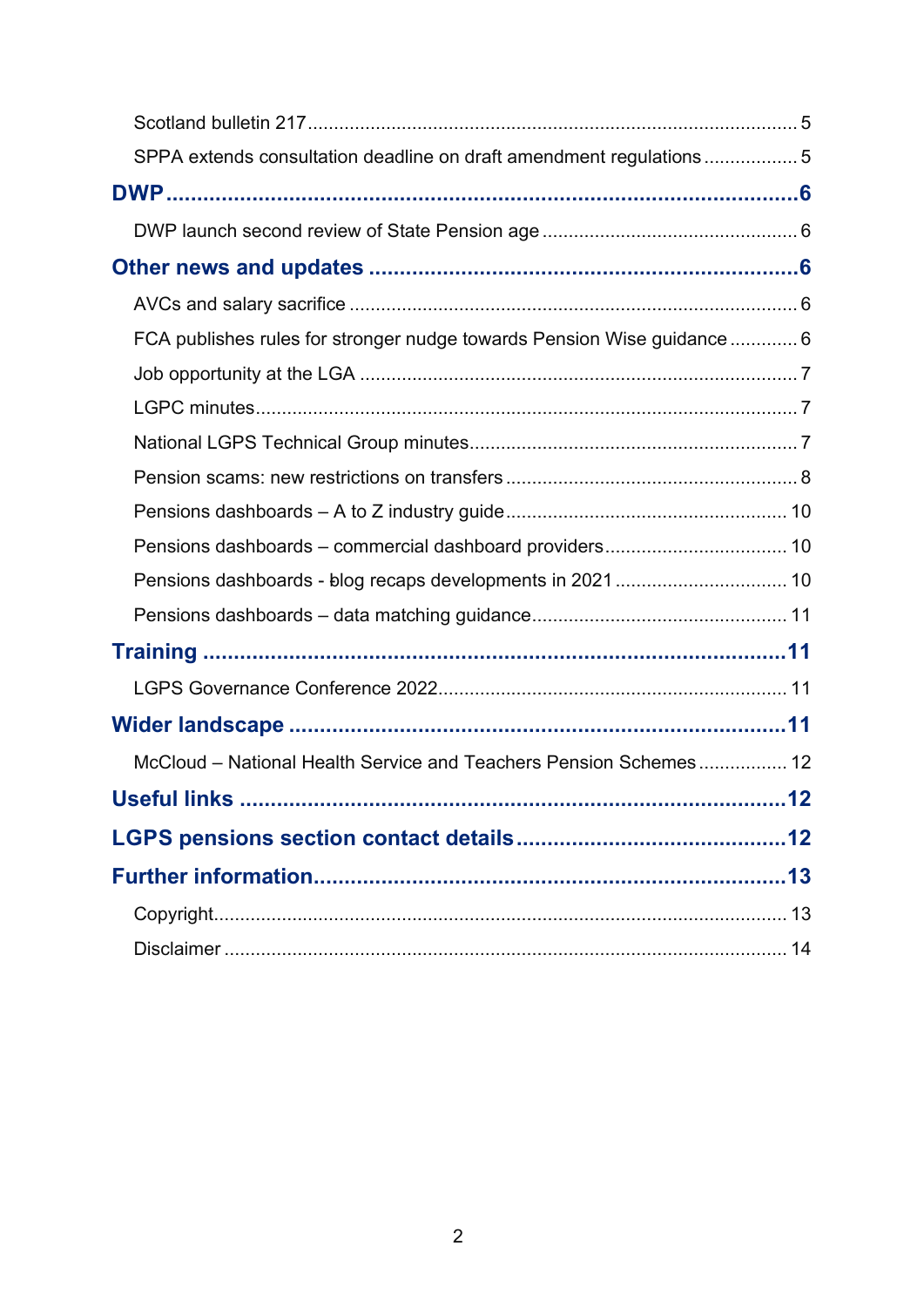Scotland bulletin 217 .......... 5

SPPA extends consultation deadline on draft amendment regulations .......... 5

**DWP .......... 6**

DWP launch second review of State Pension age .......... 6

**Other news and updates .......... 6**

AVCs and salary sacrifice .......... 6

FCA publishes rules for stronger nudge towards Pension Wise guidance .......... 6

Job opportunity at the LGA .......... 7

LGPC minutes .......... 7

National LGPS Technical Group minutes .......... 7

Pension scams: new restrictions on transfers .......... 8

Pensions dashboards – A to Z industry guide .......... 10

Pensions dashboards – commercial dashboard providers .......... 10

Pensions dashboards - blog recaps developments in 2021 .......... 10

Pensions dashboards – data matching guidance .......... 11

**Training .......... 11**

LGPS Governance Conference 2022 .......... 11

**Wider landscape .......... 11**

McCloud – National Health Service and Teachers Pension Schemes .......... 12

**Useful links .......... 12**

**LGPS pensions section contact details .......... 12**

**Further information .......... 13**

Copyright .......... 13

Disclaimer .......... 14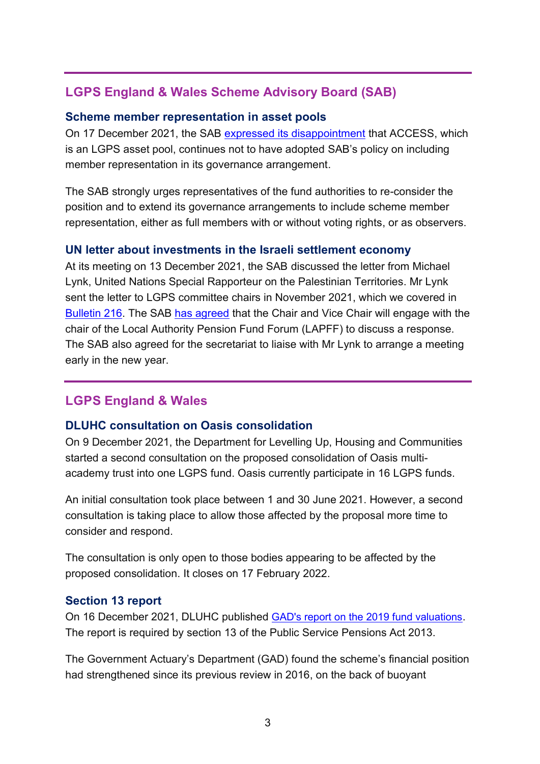## LGPS England & Wales Scheme Advisory Board (SAB)

### Scheme member representation in asset pools

On 17 December 2021, the SAB expressed its disappointment that ACCESS, which is an LGPS asset pool, continues not to have adopted SAB's policy on including member representation in its governance arrangement.

The SAB strongly urges representatives of the fund authorities to re-consider the position and to extend its governance arrangements to include scheme member representation, either as full members with or without voting rights, or as observers.

### UN letter about investments in the Israeli settlement economy

At its meeting on 13 December 2021, the SAB discussed the letter from Michael Lynk, United Nations Special Rapporteur on the Palestinian Territories. Mr Lynk sent the letter to LGPS committee chairs in November 2021, which we covered in Bulletin 216. The SAB has agreed that the Chair and Vice Chair will engage with the chair of the Local Authority Pension Fund Forum (LAPFF) to discuss a response. The SAB also agreed for the secretariat to liaise with Mr Lynk to arrange a meeting early in the new year.

## LGPS England & Wales

### DLUHC consultation on Oasis consolidation

On 9 December 2021, the Department for Levelling Up, Housing and Communities started a second consultation on the proposed consolidation of Oasis multi-academy trust into one LGPS fund. Oasis currently participate in 16 LGPS funds.

An initial consultation took place between 1 and 30 June 2021. However, a second consultation is taking place to allow those affected by the proposal more time to consider and respond.

The consultation is only open to those bodies appearing to be affected by the proposed consolidation. It closes on 17 February 2022.

### Section 13 report

On 16 December 2021, DLUHC published GAD's report on the 2019 fund valuations. The report is required by section 13 of the Public Service Pensions Act 2013.

The Government Actuary's Department (GAD) found the scheme's financial position had strengthened since its previous review in 2016, on the back of buoyant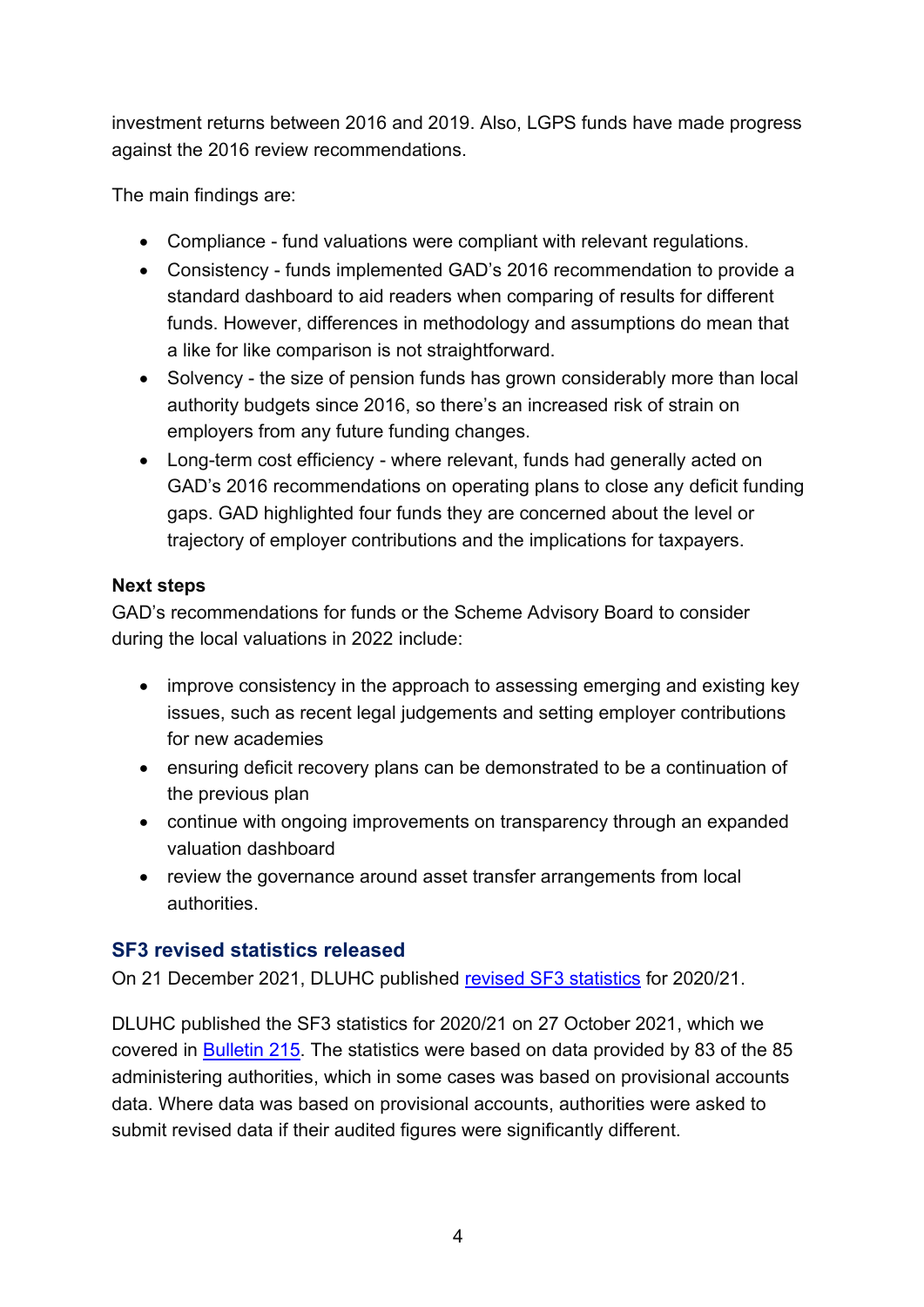investment returns between 2016 and 2019. Also, LGPS funds have made progress against the 2016 review recommendations.

The main findings are:

- Compliance - fund valuations were compliant with relevant regulations.
- Consistency - funds implemented GAD's 2016 recommendation to provide a standard dashboard to aid readers when comparing of results for different funds. However, differences in methodology and assumptions do mean that a like for like comparison is not straightforward.
- Solvency - the size of pension funds has grown considerably more than local authority budgets since 2016, so there's an increased risk of strain on employers from any future funding changes.
- Long-term cost efficiency - where relevant, funds had generally acted on GAD's 2016 recommendations on operating plans to close any deficit funding gaps. GAD highlighted four funds they are concerned about the level or trajectory of employer contributions and the implications for taxpayers.

**Next steps**
GAD's recommendations for funds or the Scheme Advisory Board to consider during the local valuations in 2022 include:

- improve consistency in the approach to assessing emerging and existing key issues, such as recent legal judgements and setting employer contributions for new academies
- ensuring deficit recovery plans can be demonstrated to be a continuation of the previous plan
- continue with ongoing improvements on transparency through an expanded valuation dashboard
- review the governance around asset transfer arrangements from local authorities.

## SF3 revised statistics released

On 21 December 2021, DLUHC published revised SF3 statistics for 2020/21.

DLUHC published the SF3 statistics for 2020/21 on 27 October 2021, which we covered in Bulletin 215. The statistics were based on data provided by 83 of the 85 administering authorities, which in some cases was based on provisional accounts data. Where data was based on provisional accounts, authorities were asked to submit revised data if their audited figures were significantly different.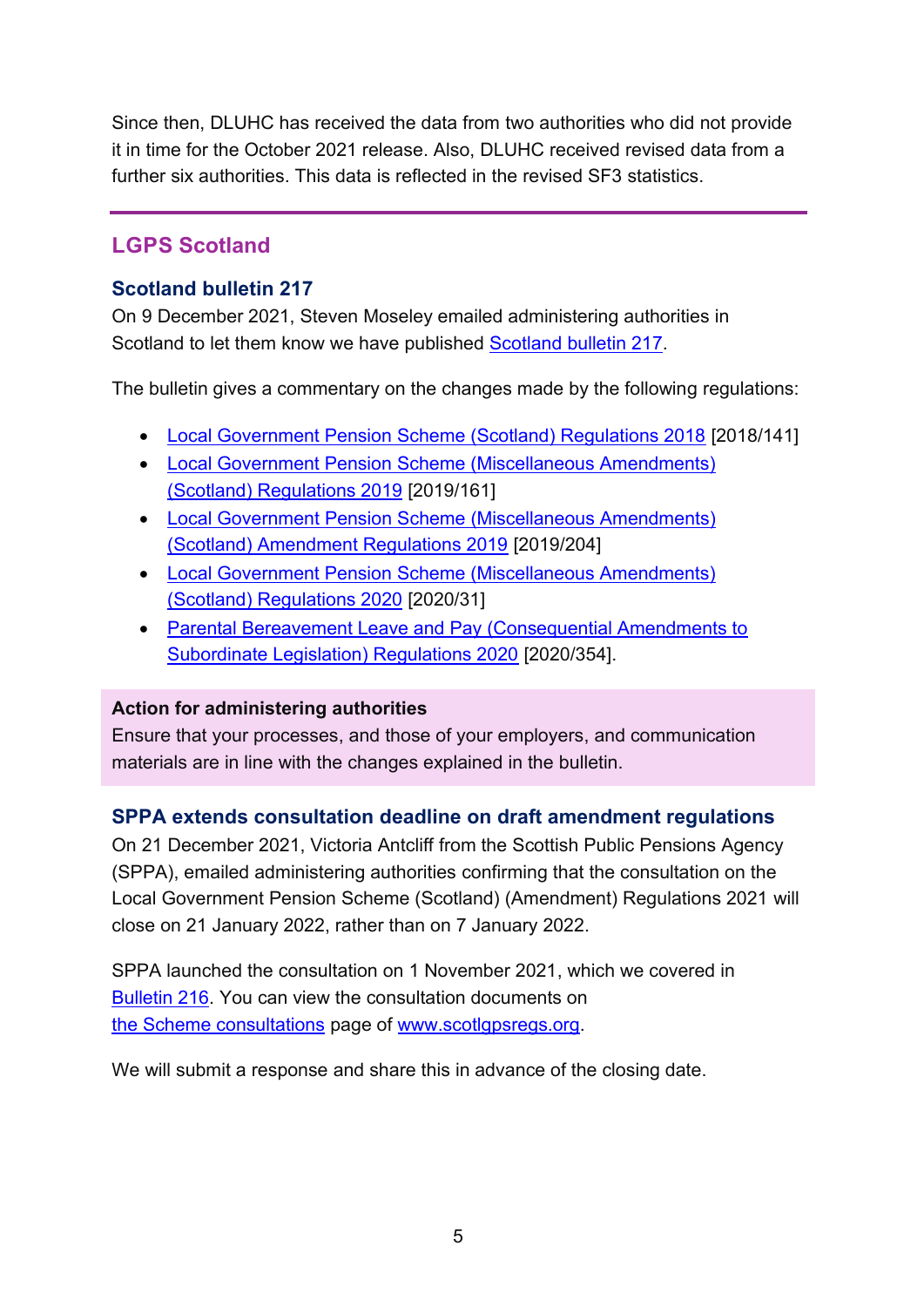Since then, DLUHC has received the data from two authorities who did not provide it in time for the October 2021 release. Also, DLUHC received revised data from a further six authorities. This data is reflected in the revised SF3 statistics.

## LGPS Scotland

### Scotland bulletin 217

On 9 December 2021, Steven Moseley emailed administering authorities in Scotland to let them know we have published Scotland bulletin 217.

The bulletin gives a commentary on the changes made by the following regulations:

- Local Government Pension Scheme (Scotland) Regulations 2018 [2018/141]
- Local Government Pension Scheme (Miscellaneous Amendments) (Scotland) Regulations 2019 [2019/161]
- Local Government Pension Scheme (Miscellaneous Amendments) (Scotland) Amendment Regulations 2019 [2019/204]
- Local Government Pension Scheme (Miscellaneous Amendments) (Scotland) Regulations 2020 [2020/31]
- Parental Bereavement Leave and Pay (Consequential Amendments to Subordinate Legislation) Regulations 2020 [2020/354].

**Action for administering authorities**

Ensure that your processes, and those of your employers, and communication materials are in line with the changes explained in the bulletin.

### SPPA extends consultation deadline on draft amendment regulations

On 21 December 2021, Victoria Antcliff from the Scottish Public Pensions Agency (SPPA), emailed administering authorities confirming that the consultation on the Local Government Pension Scheme (Scotland) (Amendment) Regulations 2021 will close on 21 January 2022, rather than on 7 January 2022.

SPPA launched the consultation on 1 November 2021, which we covered in Bulletin 216. You can view the consultation documents on the Scheme consultations page of www.scotlgpsregs.org.

We will submit a response and share this in advance of the closing date.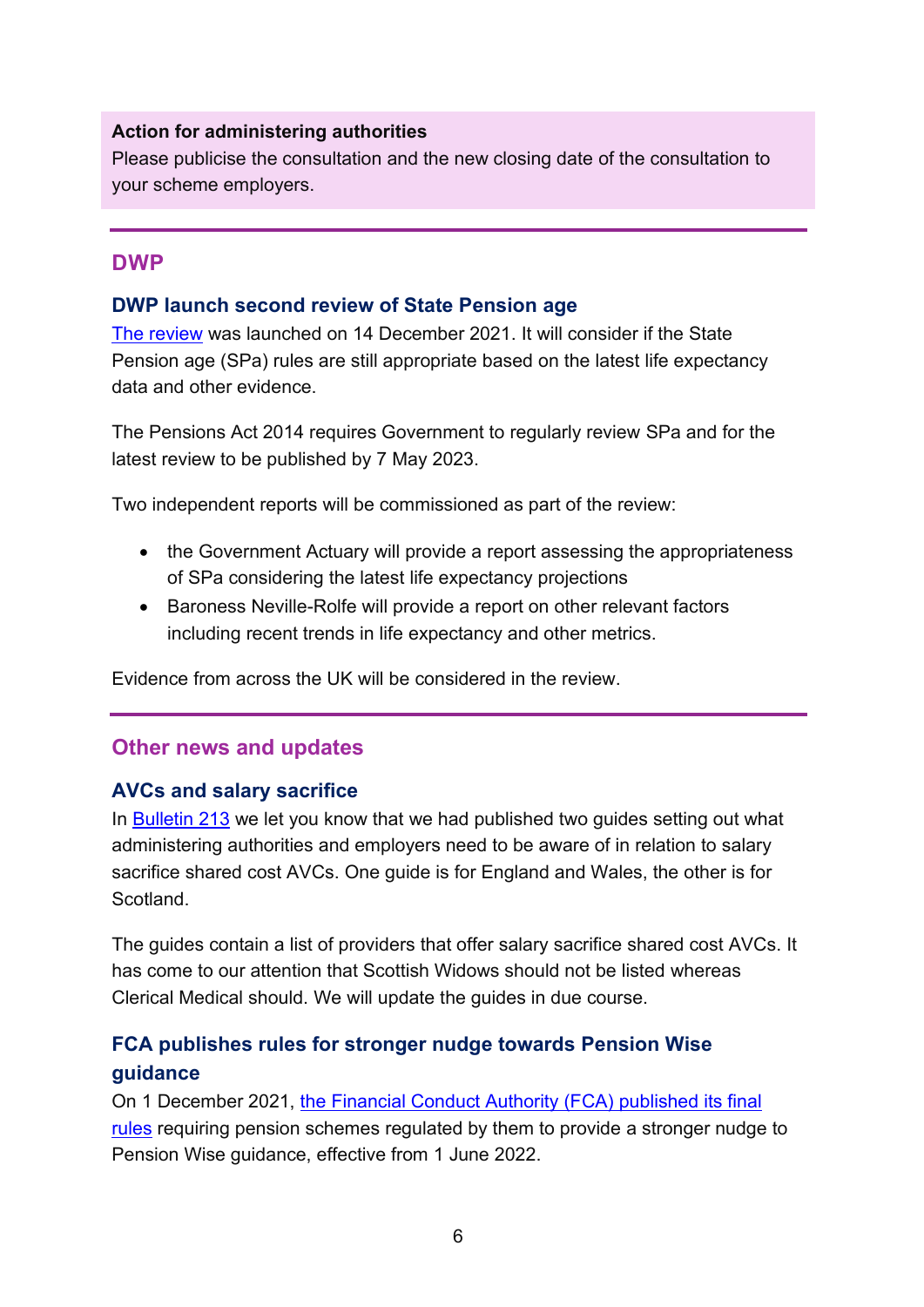**Action for administering authorities**

Please publicise the consultation and the new closing date of the consultation to your scheme employers.

## DWP

### DWP launch second review of State Pension age

The review was launched on 14 December 2021. It will consider if the State Pension age (SPa) rules are still appropriate based on the latest life expectancy data and other evidence.

The Pensions Act 2014 requires Government to regularly review SPa and for the latest review to be published by 7 May 2023.

Two independent reports will be commissioned as part of the review:

- the Government Actuary will provide a report assessing the appropriateness of SPa considering the latest life expectancy projections
- Baroness Neville-Rolfe will provide a report on other relevant factors including recent trends in life expectancy and other metrics.

Evidence from across the UK will be considered in the review.

## Other news and updates

### AVCs and salary sacrifice

In Bulletin 213 we let you know that we had published two guides setting out what administering authorities and employers need to be aware of in relation to salary sacrifice shared cost AVCs. One guide is for England and Wales, the other is for Scotland.

The guides contain a list of providers that offer salary sacrifice shared cost AVCs. It has come to our attention that Scottish Widows should not be listed whereas Clerical Medical should. We will update the guides in due course.

### FCA publishes rules for stronger nudge towards Pension Wise guidance

On 1 December 2021, the Financial Conduct Authority (FCA) published its final rules requiring pension schemes regulated by them to provide a stronger nudge to Pension Wise guidance, effective from 1 June 2022.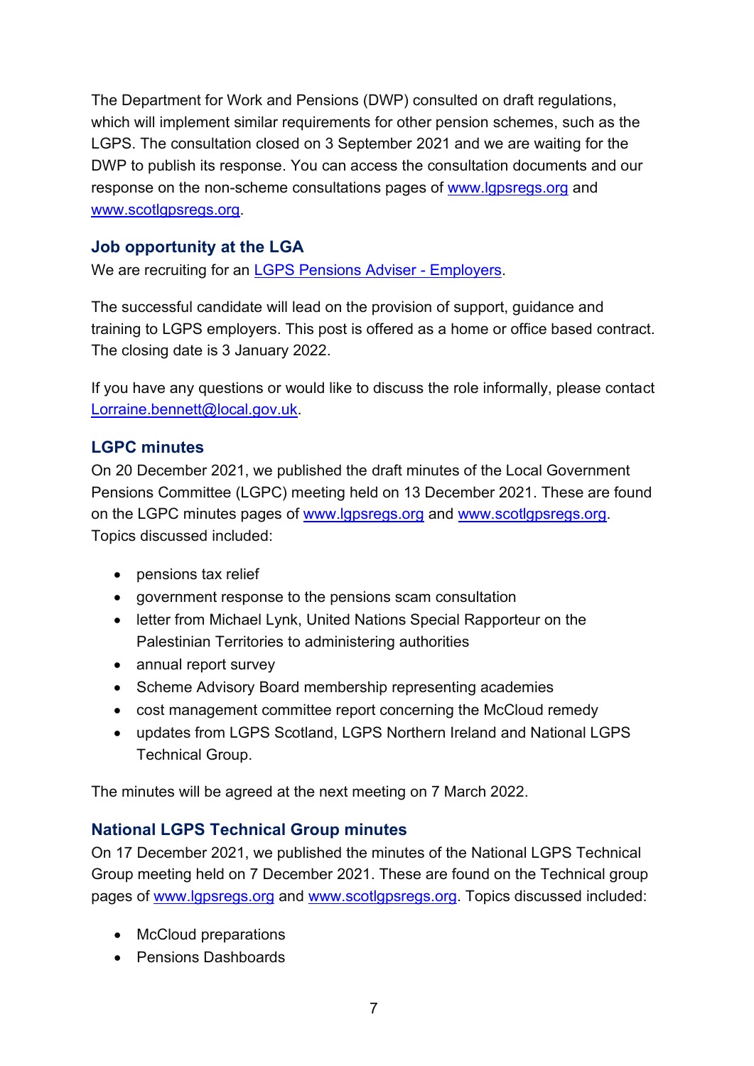The Department for Work and Pensions (DWP) consulted on draft regulations, which will implement similar requirements for other pension schemes, such as the LGPS. The consultation closed on 3 September 2021 and we are waiting for the DWP to publish its response. You can access the consultation documents and our response on the non-scheme consultations pages of [www.lgpsregs.org](www.lgpsregs.org) and [www.scotlgpsregs.org](www.scotlgpsregs.org).

### Job opportunity at the LGA

We are recruiting for an LGPS Pensions Adviser - Employers.

The successful candidate will lead on the provision of support, guidance and training to LGPS employers. This post is offered as a home or office based contract. The closing date is 3 January 2022.

If you have any questions or would like to discuss the role informally, please contact [Lorraine.bennett@local.gov.uk](mailto:Lorraine.bennett@local.gov.uk).

### LGPC minutes

On 20 December 2021, we published the draft minutes of the Local Government Pensions Committee (LGPC) meeting held on 13 December 2021. These are found on the LGPC minutes pages of [www.lgpsregs.org](www.lgpsregs.org) and [www.scotlgpsregs.org](www.scotlgpsregs.org). Topics discussed included:

- pensions tax relief
- government response to the pensions scam consultation
- letter from Michael Lynk, United Nations Special Rapporteur on the Palestinian Territories to administering authorities
- annual report survey
- Scheme Advisory Board membership representing academies
- cost management committee report concerning the McCloud remedy
- updates from LGPS Scotland, LGPS Northern Ireland and National LGPS Technical Group.

The minutes will be agreed at the next meeting on 7 March 2022.

### National LGPS Technical Group minutes

On 17 December 2021, we published the minutes of the National LGPS Technical Group meeting held on 7 December 2021. These are found on the Technical group pages of [www.lgpsregs.org](www.lgpsregs.org) and [www.scotlgpsregs.org](www.scotlgpsregs.org). Topics discussed included:

- McCloud preparations
- Pensions Dashboards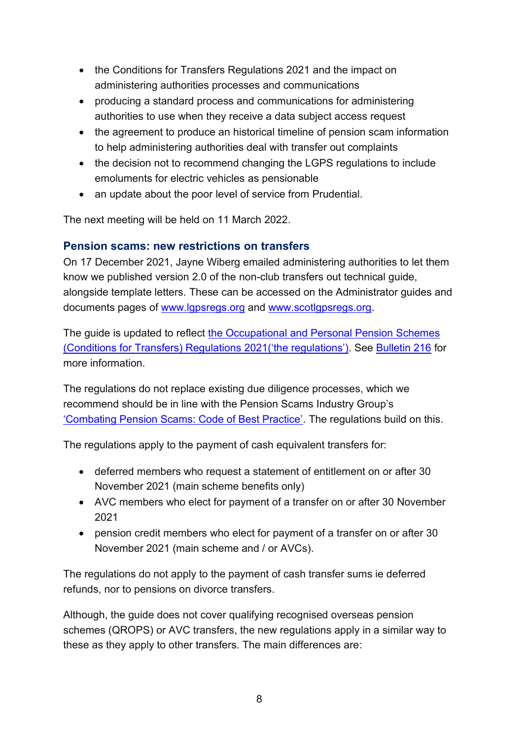- the Conditions for Transfers Regulations 2021 and the impact on administering authorities processes and communications
- producing a standard process and communications for administering authorities to use when they receive a data subject access request
- the agreement to produce an historical timeline of pension scam information to help administering authorities deal with transfer out complaints
- the decision not to recommend changing the LGPS regulations to include emoluments for electric vehicles as pensionable
- an update about the poor level of service from Prudential.

The next meeting will be held on 11 March 2022.

## Pension scams: new restrictions on transfers

On 17 December 2021, Jayne Wiberg emailed administering authorities to let them know we published version 2.0 of the non-club transfers out technical guide, alongside template letters. These can be accessed on the Administrator guides and documents pages of www.lgpsregs.org and www.scotlgpsregs.org.

The guide is updated to reflect the Occupational and Personal Pension Schemes (Conditions for Transfers) Regulations 2021('the regulations'). See Bulletin 216 for more information.

The regulations do not replace existing due diligence processes, which we recommend should be in line with the Pension Scams Industry Group's 'Combating Pension Scams: Code of Best Practice'. The regulations build on this.

The regulations apply to the payment of cash equivalent transfers for:

- deferred members who request a statement of entitlement on or after 30 November 2021 (main scheme benefits only)
- AVC members who elect for payment of a transfer on or after 30 November 2021
- pension credit members who elect for payment of a transfer on or after 30 November 2021 (main scheme and / or AVCs).

The regulations do not apply to the payment of cash transfer sums ie deferred refunds, nor to pensions on divorce transfers.

Although, the guide does not cover qualifying recognised overseas pension schemes (QROPS) or AVC transfers, the new regulations apply in a similar way to these as they apply to other transfers. The main differences are: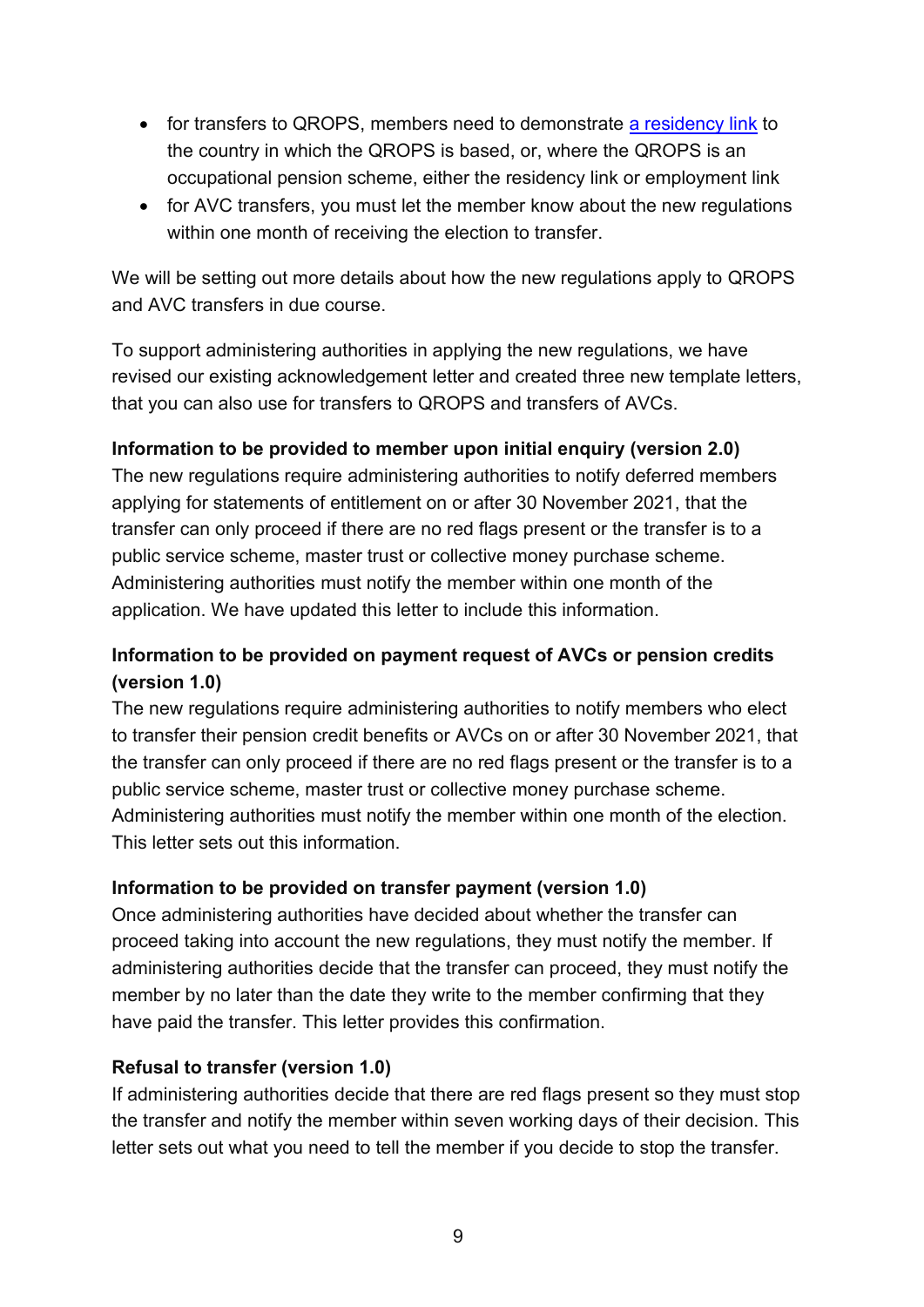- for transfers to QROPS, members need to demonstrate [a residency link](#) to the country in which the QROPS is based, or, where the QROPS is an occupational pension scheme, either the residency link or employment link
- for AVC transfers, you must let the member know about the new regulations within one month of receiving the election to transfer.

We will be setting out more details about how the new regulations apply to QROPS and AVC transfers in due course.

To support administering authorities in applying the new regulations, we have revised our existing acknowledgement letter and created three new template letters, that you can also use for transfers to QROPS and transfers of AVCs.

**Information to be provided to member upon initial enquiry (version 2.0)**

The new regulations require administering authorities to notify deferred members applying for statements of entitlement on or after 30 November 2021, that the transfer can only proceed if there are no red flags present or the transfer is to a public service scheme, master trust or collective money purchase scheme. Administering authorities must notify the member within one month of the application. We have updated this letter to include this information.

**Information to be provided on payment request of AVCs or pension credits (version 1.0)**

The new regulations require administering authorities to notify members who elect to transfer their pension credit benefits or AVCs on or after 30 November 2021, that the transfer can only proceed if there are no red flags present or the transfer is to a public service scheme, master trust or collective money purchase scheme. Administering authorities must notify the member within one month of the election. This letter sets out this information.

**Information to be provided on transfer payment (version 1.0)**

Once administering authorities have decided about whether the transfer can proceed taking into account the new regulations, they must notify the member. If administering authorities decide that the transfer can proceed, they must notify the member by no later than the date they write to the member confirming that they have paid the transfer. This letter provides this confirmation.

**Refusal to transfer (version 1.0)**

If administering authorities decide that there are red flags present so they must stop the transfer and notify the member within seven working days of their decision. This letter sets out what you need to tell the member if you decide to stop the transfer.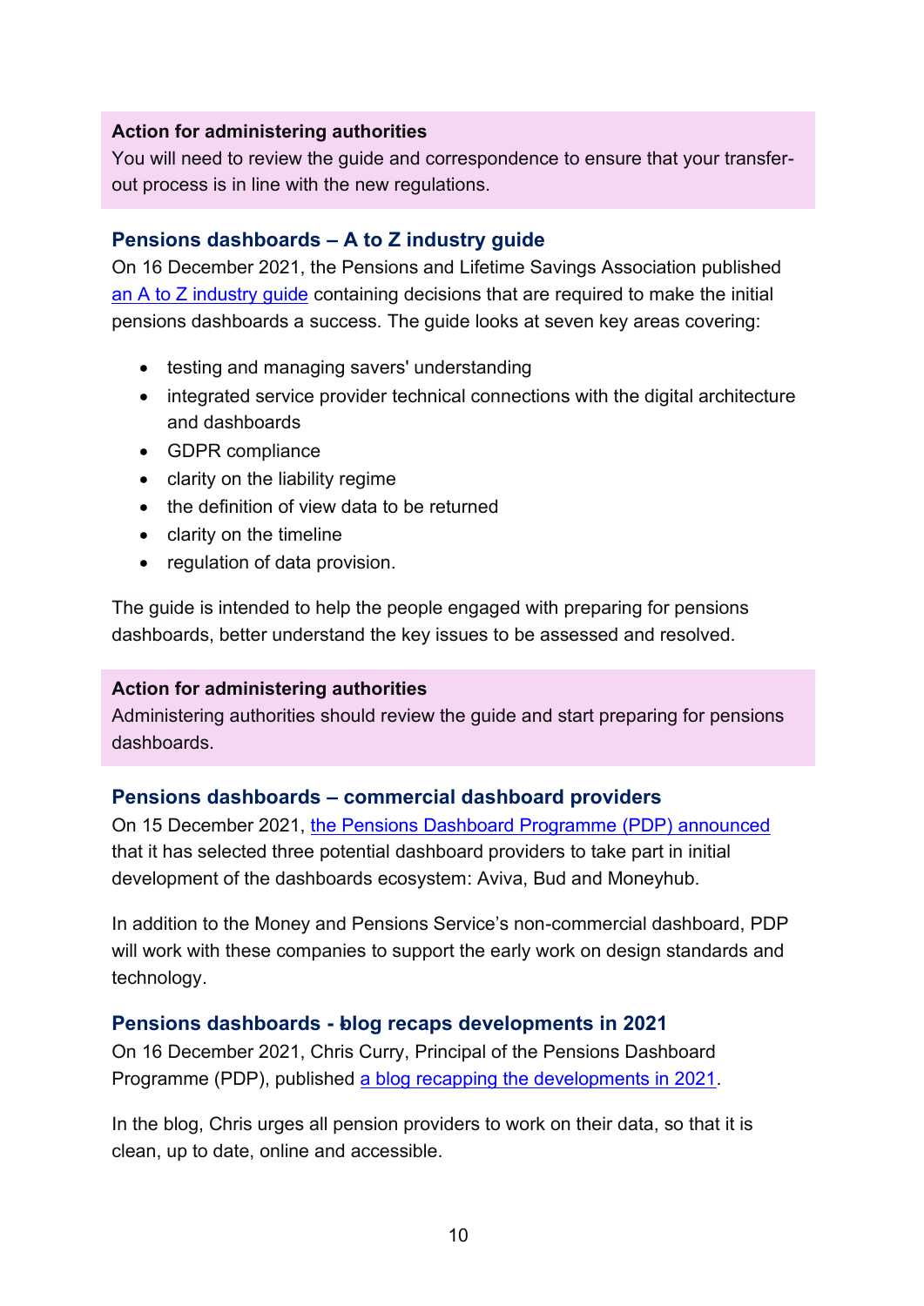**Action for administering authorities**
You will need to review the guide and correspondence to ensure that your transfer-out process is in line with the new regulations.

### Pensions dashboards – A to Z industry guide

On 16 December 2021, the Pensions and Lifetime Savings Association published an A to Z industry guide containing decisions that are required to make the initial pensions dashboards a success. The guide looks at seven key areas covering:

- testing and managing savers' understanding
- integrated service provider technical connections with the digital architecture and dashboards
- GDPR compliance
- clarity on the liability regime
- the definition of view data to be returned
- clarity on the timeline
- regulation of data provision.

The guide is intended to help the people engaged with preparing for pensions dashboards, better understand the key issues to be assessed and resolved.

**Action for administering authorities**
Administering authorities should review the guide and start preparing for pensions dashboards.

### Pensions dashboards – commercial dashboard providers

On 15 December 2021, the Pensions Dashboard Programme (PDP) announced that it has selected three potential dashboard providers to take part in initial development of the dashboards ecosystem: Aviva, Bud and Moneyhub.

In addition to the Money and Pensions Service's non-commercial dashboard, PDP will work with these companies to support the early work on design standards and technology.

### Pensions dashboards - blog recaps developments in 2021

On 16 December 2021, Chris Curry, Principal of the Pensions Dashboard Programme (PDP), published a blog recapping the developments in 2021.

In the blog, Chris urges all pension providers to work on their data, so that it is clean, up to date, online and accessible.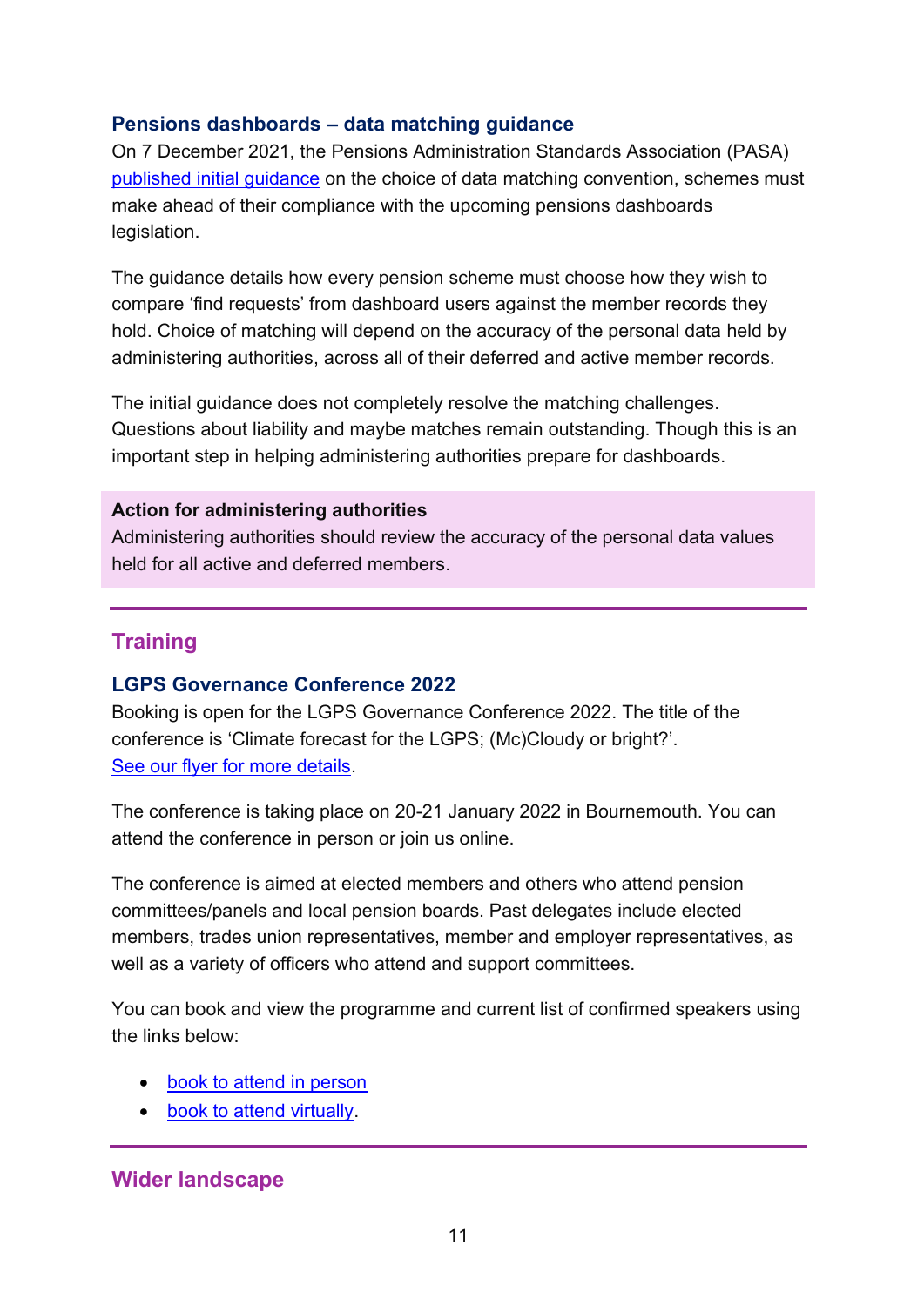### Pensions dashboards – data matching guidance

On 7 December 2021, the Pensions Administration Standards Association (PASA) published initial guidance on the choice of data matching convention, schemes must make ahead of their compliance with the upcoming pensions dashboards legislation.

The guidance details how every pension scheme must choose how they wish to compare 'find requests' from dashboard users against the member records they hold. Choice of matching will depend on the accuracy of the personal data held by administering authorities, across all of their deferred and active member records.

The initial guidance does not completely resolve the matching challenges. Questions about liability and maybe matches remain outstanding. Though this is an important step in helping administering authorities prepare for dashboards.

**Action for administering authorities**
Administering authorities should review the accuracy of the personal data values held for all active and deferred members.

## Training

### LGPS Governance Conference 2022

Booking is open for the LGPS Governance Conference 2022. The title of the conference is 'Climate forecast for the LGPS; (Mc)Cloudy or bright?'. See our flyer for more details.

The conference is taking place on 20-21 January 2022 in Bournemouth. You can attend the conference in person or join us online.

The conference is aimed at elected members and others who attend pension committees/panels and local pension boards. Past delegates include elected members, trades union representatives, member and employer representatives, as well as a variety of officers who attend and support committees.

You can book and view the programme and current list of confirmed speakers using the links below:

- book to attend in person
- book to attend virtually.

## Wider landscape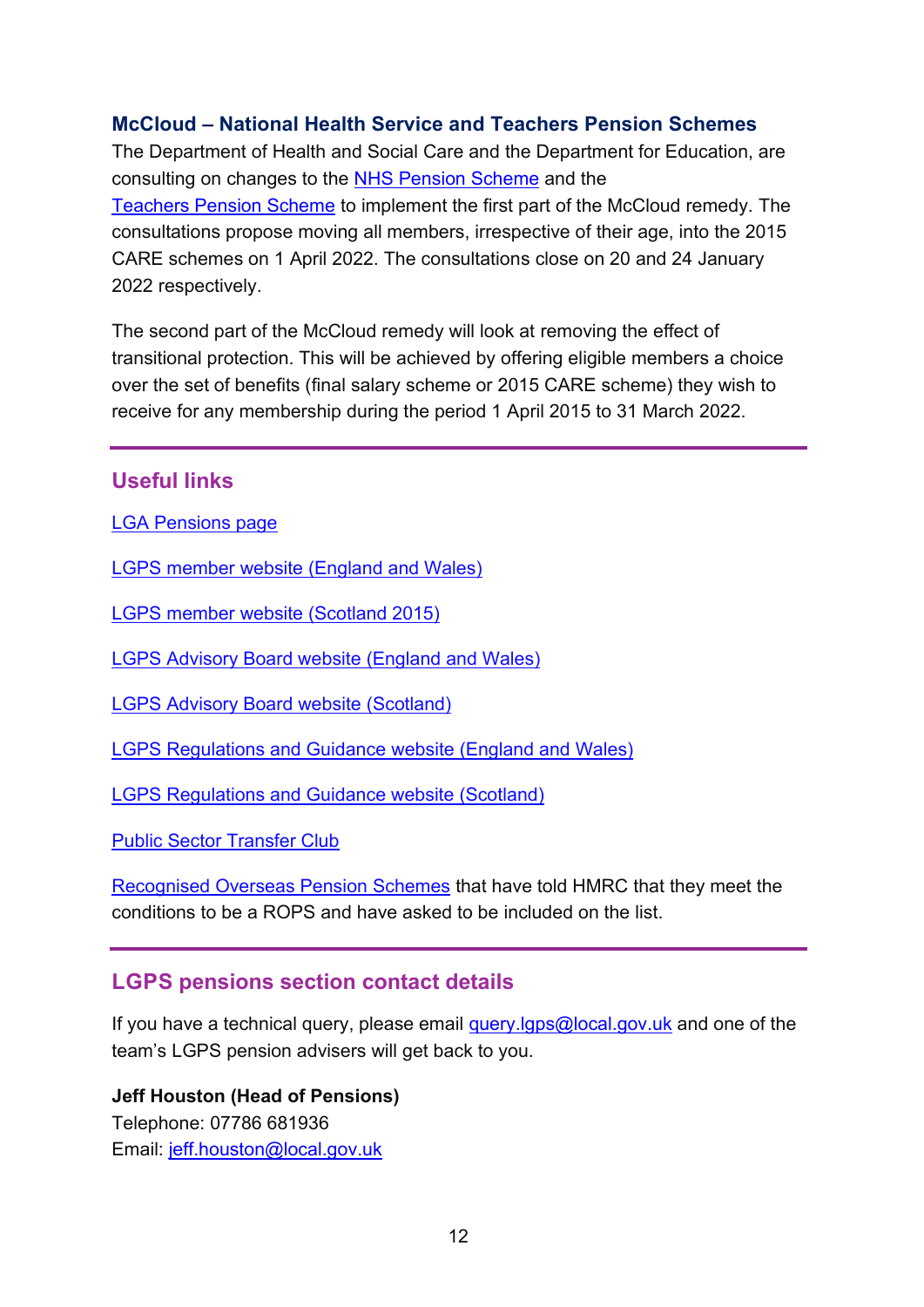### McCloud – National Health Service and Teachers Pension Schemes

The Department of Health and Social Care and the Department for Education, are consulting on changes to the NHS Pension Scheme and the Teachers Pension Scheme to implement the first part of the McCloud remedy. The consultations propose moving all members, irrespective of their age, into the 2015 CARE schemes on 1 April 2022. The consultations close on 20 and 24 January 2022 respectively.

The second part of the McCloud remedy will look at removing the effect of transitional protection. This will be achieved by offering eligible members a choice over the set of benefits (final salary scheme or 2015 CARE scheme) they wish to receive for any membership during the period 1 April 2015 to 31 March 2022.

---

## Useful links

LGA Pensions page

LGPS member website (England and Wales)

LGPS member website (Scotland 2015)

LGPS Advisory Board website (England and Wales)

LGPS Advisory Board website (Scotland)

LGPS Regulations and Guidance website (England and Wales)

LGPS Regulations and Guidance website (Scotland)

Public Sector Transfer Club

Recognised Overseas Pension Schemes that have told HMRC that they meet the conditions to be a ROPS and have asked to be included on the list.

---

## LGPS pensions section contact details

If you have a technical query, please email query.lgps@local.gov.uk and one of the team's LGPS pension advisers will get back to you.

**Jeff Houston (Head of Pensions)**
Telephone: 07786 681936
Email: jeff.houston@local.gov.uk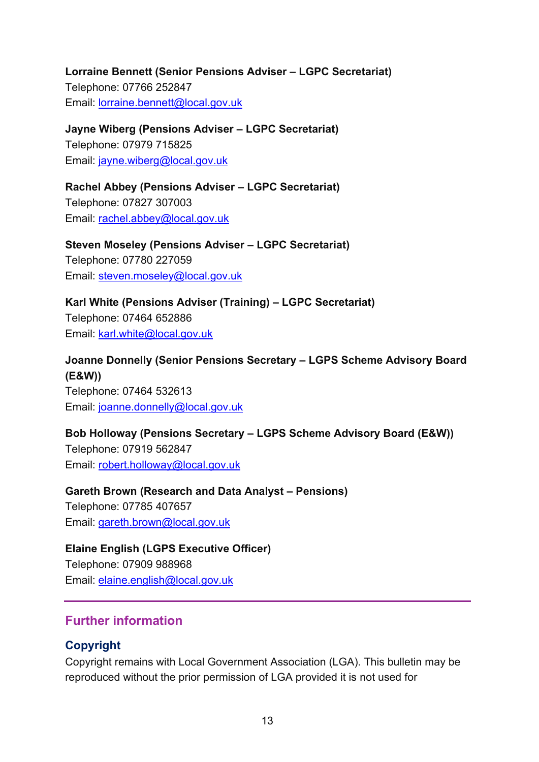**Lorraine Bennett (Senior Pensions Adviser – LGPC Secretariat)**
Telephone: 07766 252847
Email: lorraine.bennett@local.gov.uk

**Jayne Wiberg (Pensions Adviser – LGPC Secretariat)**
Telephone: 07979 715825
Email: jayne.wiberg@local.gov.uk

**Rachel Abbey (Pensions Adviser – LGPC Secretariat)**
Telephone: 07827 307003
Email: rachel.abbey@local.gov.uk

**Steven Moseley (Pensions Adviser – LGPC Secretariat)**
Telephone: 07780 227059
Email: steven.moseley@local.gov.uk

**Karl White (Pensions Adviser (Training) – LGPC Secretariat)**
Telephone: 07464 652886
Email: karl.white@local.gov.uk

**Joanne Donnelly (Senior Pensions Secretary – LGPS Scheme Advisory Board (E&W))**
Telephone: 07464 532613
Email: joanne.donnelly@local.gov.uk

**Bob Holloway (Pensions Secretary – LGPS Scheme Advisory Board (E&W))**
Telephone: 07919 562847
Email: robert.holloway@local.gov.uk

**Gareth Brown (Research and Data Analyst – Pensions)**
Telephone: 07785 407657
Email: gareth.brown@local.gov.uk

**Elaine English (LGPS Executive Officer)**
Telephone: 07909 988968
Email: elaine.english@local.gov.uk

## Further information

### Copyright

Copyright remains with Local Government Association (LGA). This bulletin may be reproduced without the prior permission of LGA provided it is not used for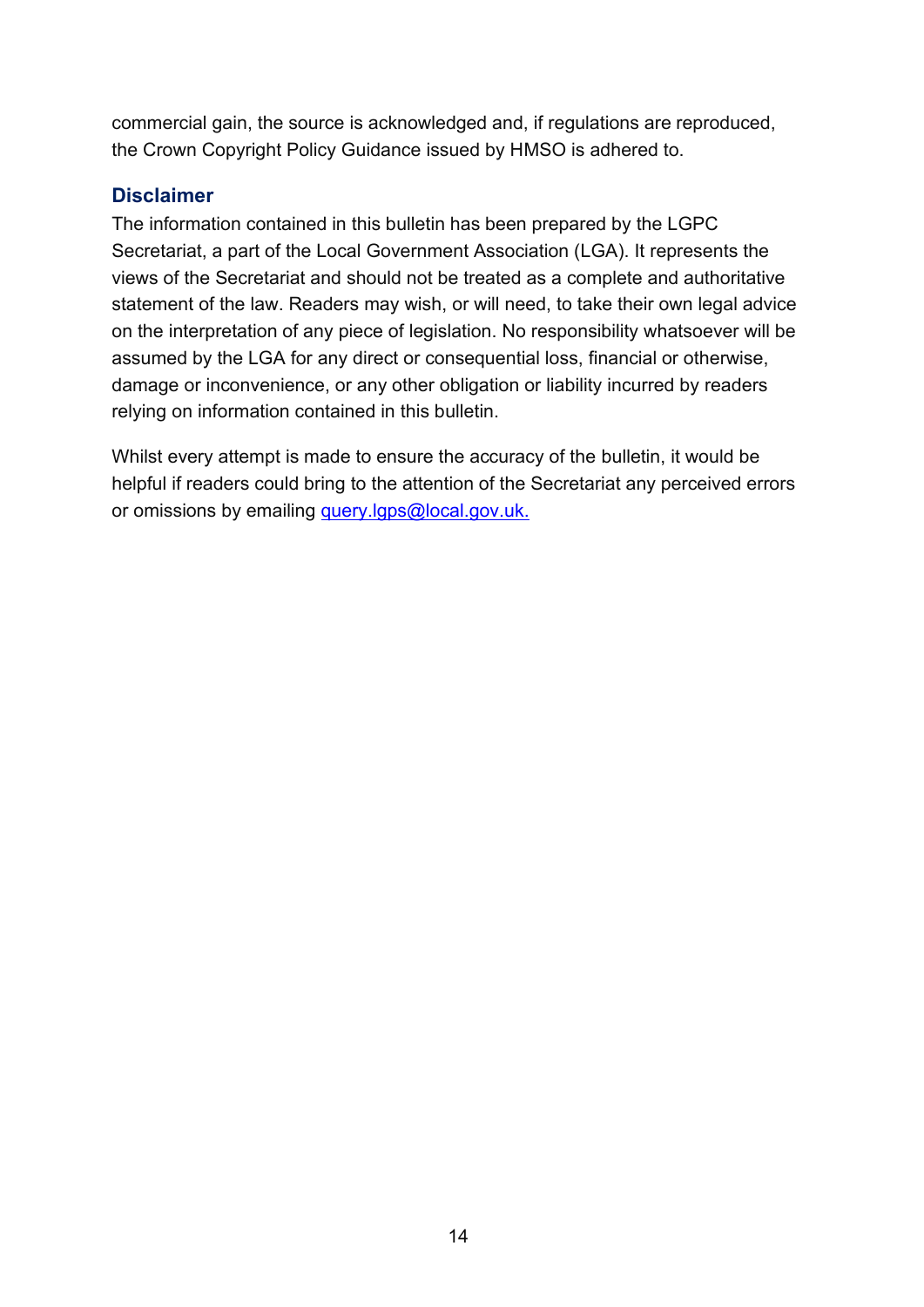commercial gain, the source is acknowledged and, if regulations are reproduced, the Crown Copyright Policy Guidance issued by HMSO is adhered to.

## Disclaimer

The information contained in this bulletin has been prepared by the LGPC Secretariat, a part of the Local Government Association (LGA). It represents the views of the Secretariat and should not be treated as a complete and authoritative statement of the law. Readers may wish, or will need, to take their own legal advice on the interpretation of any piece of legislation. No responsibility whatsoever will be assumed by the LGA for any direct or consequential loss, financial or otherwise, damage or inconvenience, or any other obligation or liability incurred by readers relying on information contained in this bulletin.

Whilst every attempt is made to ensure the accuracy of the bulletin, it would be helpful if readers could bring to the attention of the Secretariat any perceived errors or omissions by emailing [query.lgps@local.gov.uk.](mailto:query.lgps@local.gov.uk)